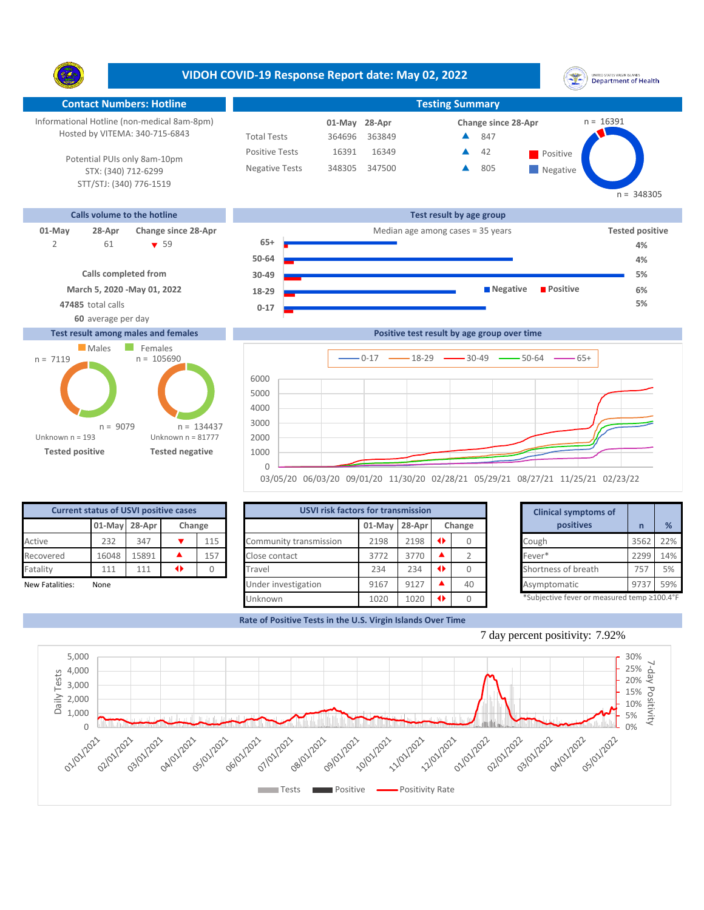# VIDOH COVID-19 Response Report date: May 02, 2022

## Contact Numbers: Hotline

Informational Hotline (non-medical 8am-8pm)
Hosted by VITEMA: 340-715-6843

Potential PUIs only 8am-10pm
STX: (340) 712-6299
STT/STJ: (340) 776-1519

## Testing Summary

| | 01-May | 28-Apr | Change since 28-Apr |
|---|---|---|---|
| Total Tests | 364696 | 363849 | ▲ 847 |
| Positive Tests | 16391 | 16349 | ▲ 42 |
| Negative Tests | 348305 | 347500 | ▲ 805 |

Positive n = 16391; Negative n = 348305

## Calls volume to the hotline

| 01-May | 28-Apr | Change since 28-Apr |
|---|---|---|
| 2 | 61 | ▼ 59 |

Calls completed from
March 5, 2020 -May 01, 2022
47485 total calls
60 average per day

## Test result by age group

Median age among cases = 35 years

| Age group | Tested positive |
|---|---|
| 65+ | 4% |
| 50-64 | 4% |
| 30-49 | 5% |
| 18-29 | 6% |
| 0-17 | 5% |

## Test result among males and females

| | Males | Females |
|---|---|---|
| Tested positive | n = 7119 | n = 9079 |
| Tested negative | n = 105690 | n = 134437 |

Tested positive: Unknown n = 193
Tested negative: Unknown n = 81777

## Positive test result by age group over time

(Lines: 0-17, 18-29, 30-49, 50-64, 65+; dates 03/05/20 to 02/23/22)

## Current status of USVI positive cases

| | 01-May | 28-Apr | Change | |
|---|---|---|---|---|
| Active | 232 | 347 | ▼ | 115 |
| Recovered | 16048 | 15891 | ▲ | 157 |
| Fatality | 111 | 111 | ◆ | 0 |

New Fatalities: None

## USVI risk factors for transmission

| | 01-May | 28-Apr | Change | |
|---|---|---|---|---|
| Community transmission | 2198 | 2198 | ◆ | 0 |
| Close contact | 3772 | 3770 | ▲ | 2 |
| Travel | 234 | 234 | ◆ | 0 |
| Under investigation | 9167 | 9127 | ▲ | 40 |
| Unknown | 1020 | 1020 | ◆ | 0 |

## Clinical symptoms of positives

| Clinical symptoms of positives | n | % |
|---|---|---|
| Cough | 3562 | 22% |
| Fever* | 2299 | 14% |
| Shortness of breath | 757 | 5% |
| Asymptomatic | 9737 | 59% |

*Subjective fever or measured temp ≥100.4°F

## Rate of Positive Tests in the U.S. Virgin Islands Over Time

7 day percent positivity: 7.92%

(Chart: Daily Tests, Positive, Positivity Rate; 01/01/2021 to 05/01/2022)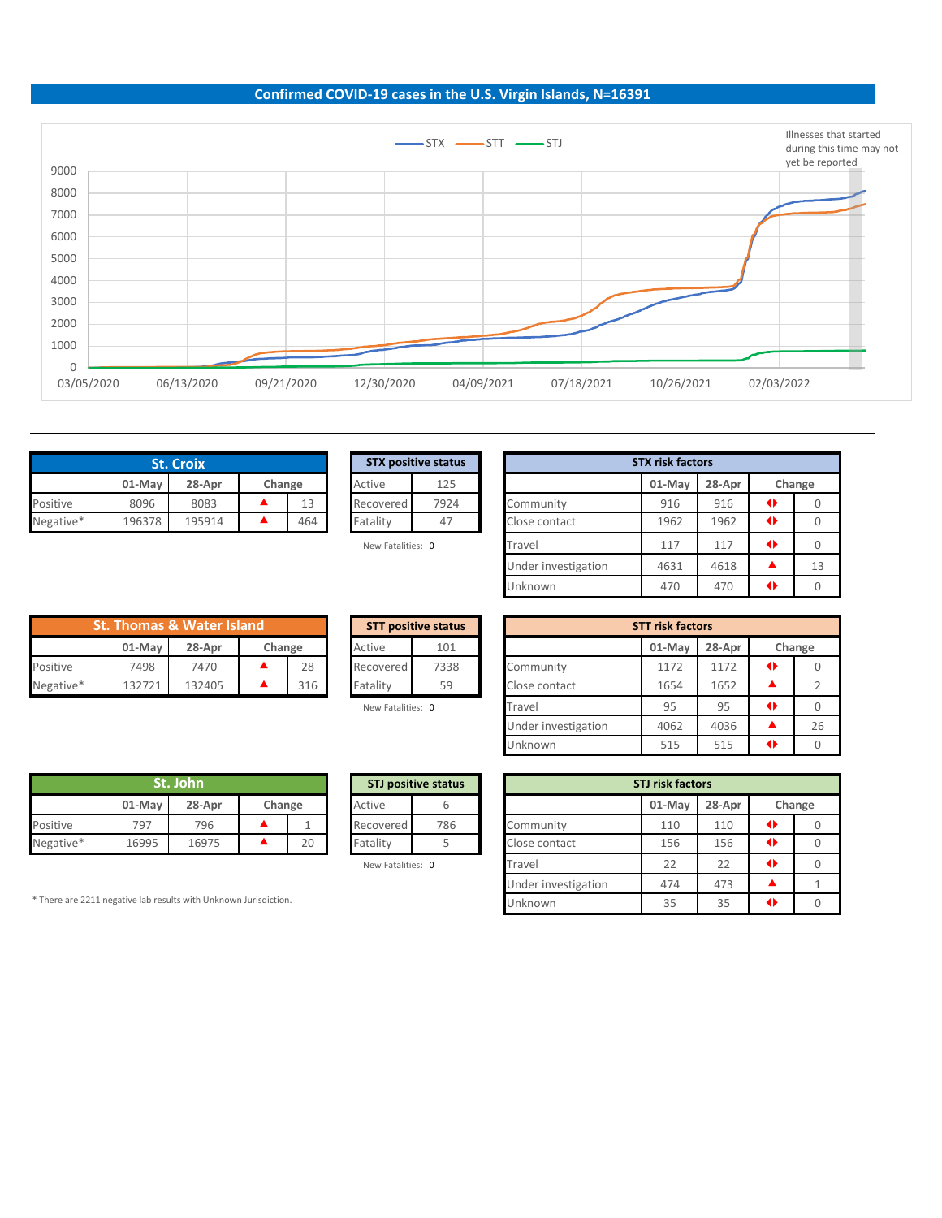# Confirmed COVID-19 cases in the U.S. Virgin Islands, N=16391

STX STT STJ

Illnesses that started during this time may not yet be reported

9000
8000
7000
6000
5000
4000
3000
2000
1000
0

03/05/2020 06/13/2020 09/21/2020 12/30/2020 04/09/2021 07/18/2021 10/26/2021 02/03/2022

| St. Croix | 01-May | 28-Apr | Change | |
|---|---|---|---|---|
| Positive | 8096 | 8083 | ▲ | 13 |
| Negative* | 196378 | 195914 | ▲ | 464 |

| STX positive status | |
|---|---|
| Active | 125 |
| Recovered | 7924 |
| Fatality | 47 |

New Fatalities: 0

| STX risk factors | 01-May | 28-Apr | Change | |
|---|---|---|---|---|
| Community | 916 | 916 | ◆ | 0 |
| Close contact | 1962 | 1962 | ◆ | 0 |
| Travel | 117 | 117 | ◆ | 0 |
| Under investigation | 4631 | 4618 | ▲ | 13 |
| Unknown | 470 | 470 | ◆ | 0 |

| St. Thomas & Water Island | 01-May | 28-Apr | Change | |
|---|---|---|---|---|
| Positive | 7498 | 7470 | ▲ | 28 |
| Negative* | 132721 | 132405 | ▲ | 316 |

| STT positive status | |
|---|---|
| Active | 101 |
| Recovered | 7338 |
| Fatality | 59 |

New Fatalities: 0

| STT risk factors | 01-May | 28-Apr | Change | |
|---|---|---|---|---|
| Community | 1172 | 1172 | ◆ | 0 |
| Close contact | 1654 | 1652 | ▲ | 2 |
| Travel | 95 | 95 | ◆ | 0 |
| Under investigation | 4062 | 4036 | ▲ | 26 |
| Unknown | 515 | 515 | ◆ | 0 |

| St. John | 01-May | 28-Apr | Change | |
|---|---|---|---|---|
| Positive | 797 | 796 | ▲ | 1 |
| Negative* | 16995 | 16975 | ▲ | 20 |

| STJ positive status | |
|---|---|
| Active | 6 |
| Recovered | 786 |
| Fatality | 5 |

New Fatalities: 0

| STJ risk factors | 01-May | 28-Apr | Change | |
|---|---|---|---|---|
| Community | 110 | 110 | ◆ | 0 |
| Close contact | 156 | 156 | ◆ | 0 |
| Travel | 22 | 22 | ◆ | 0 |
| Under investigation | 474 | 473 | ▲ | 1 |
| Unknown | 35 | 35 | ◆ | 0 |

* There are 2211 negative lab results with Unknown Jurisdiction.